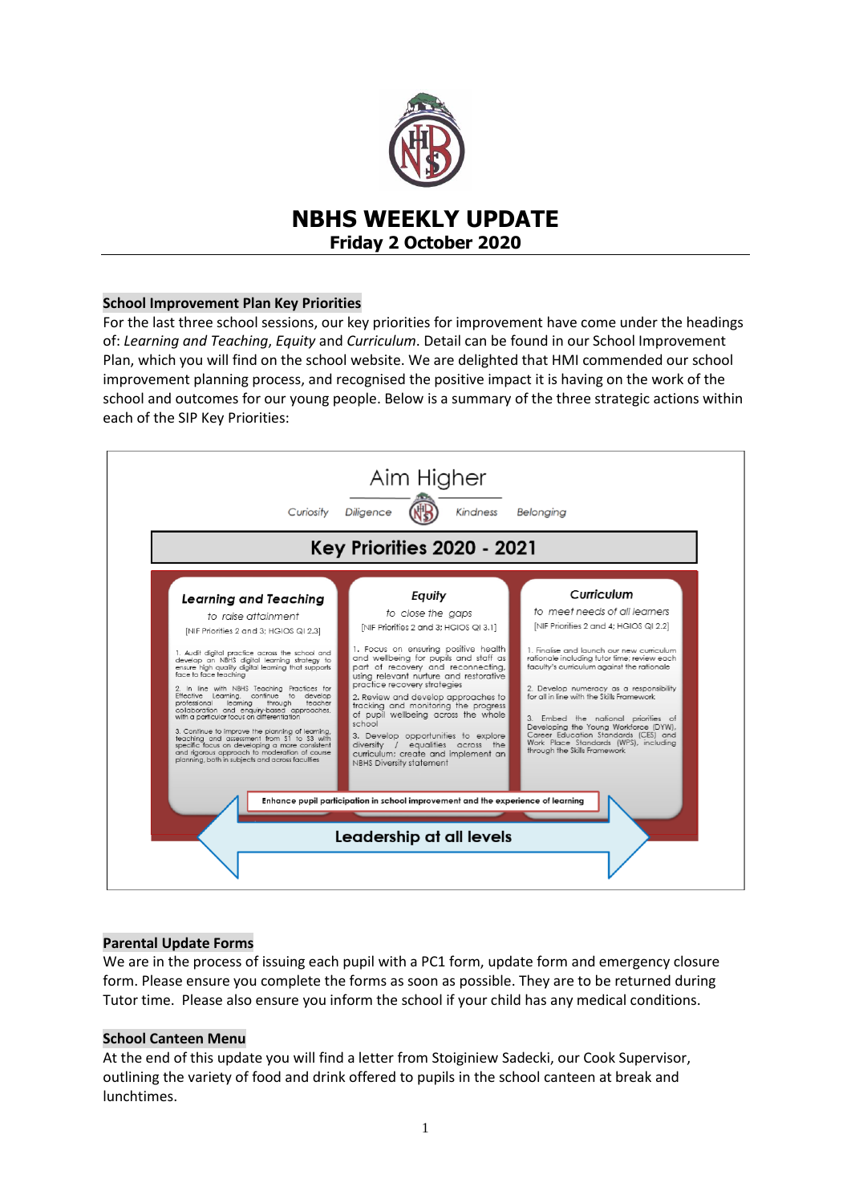# NBHS WEEKLY UPDATE

**Friday 2 October 2020**

## School Improvement Plan Key Priorities

For the last three school sessions, our key priorities for improvement have come under the headings of: *Learning and Teaching*, *Equity* and *Curriculum*. Detail can be found in our School Improvement Plan, which you will find on the school website. We are delighted that HMI commended our school improvement planning process, and recognised the positive impact it is having on the work of the school and outcomes for our young people. Below is a summary of the three strategic actions within each of the SIP Key Priorities:

Aim Higher

Curiosity Diligence Kindness Belonging

**Key Priorities 2020 - 2021**

| **Learning and Teaching** | **Equity** | **Curriculum** |
| --- | --- | --- |
| *to raise attainment* [NIF Priorities 2 and 3; HGIOS QI 2.3] | *to close the gaps* [NIF Priorities 2 and 3; HGIOS QI 3.1] | *to meet needs of all learners* [NIF Priorities 2 and 4; HGIOS QI 2.2] |
| 1. Audit digital practice across the school and develop an NBHS digital learning strategy to ensure high quality digital learning that supports face to face teaching | 1. Focus on ensuring positive health and wellbeing for pupils and staff as part of recovery and reconnecting, using relevant nurture and restorative practice recovery strategies | 1. Finalise and launch our new curriculum rationale including tutor time; review each faculty's curriculum against the rationale |
| 2. In line with NBHS Teaching Practices for Effective Learning, continue to develop professional learning through teacher collaboration and enquiry-based approaches, with a particular focus on differentiation | 2. Review and develop approaches to tracking and monitoring the progress of pupil wellbeing across the whole school | 2. Develop numeracy as a responsibility for all in line with the Skills Framework |
| 3. Continue to improve the planning of learning, teaching and assessment from S1 to S3 with specific focus on developing a more consistent and rigorous approach to moderation of course planning, both in subjects and across faculties | 3. Develop opportunities to explore diversity / equalities across the curriculum: create and implement an NBHS Diversity statement | 3. Embed the national priorities of Developing the Young Workforce (DYW), Career Education Standards (CES) and Work Place Standards (WPS), including through the Skills Framework |

**Enhance pupil participation in school improvement and the experience of learning**

**Leadership at all levels**

## Parental Update Forms

We are in the process of issuing each pupil with a PC1 form, update form and emergency closure form. Please ensure you complete the forms as soon as possible. They are to be returned during Tutor time. Please also ensure you inform the school if your child has any medical conditions.

## School Canteen Menu

At the end of this update you will find a letter from Stoiginiew Sadecki, our Cook Supervisor, outlining the variety of food and drink offered to pupils in the school canteen at break and lunchtimes.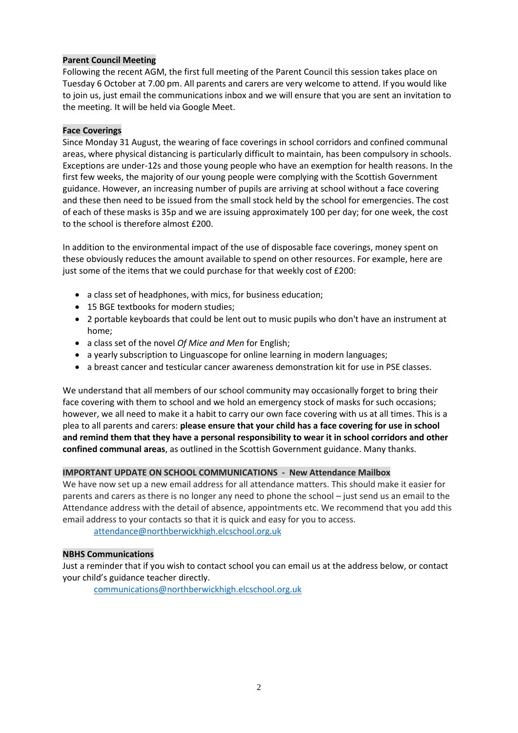**Parent Council Meeting**

Following the recent AGM, the first full meeting of the Parent Council this session takes place on Tuesday 6 October at 7.00 pm. All parents and carers are very welcome to attend. If you would like to join us, just email the communications inbox and we will ensure that you are sent an invitation to the meeting. It will be held via Google Meet.

**Face Coverings**

Since Monday 31 August, the wearing of face coverings in school corridors and confined communal areas, where physical distancing is particularly difficult to maintain, has been compulsory in schools. Exceptions are under-12s and those young people who have an exemption for health reasons. In the first few weeks, the majority of our young people were complying with the Scottish Government guidance. However, an increasing number of pupils are arriving at school without a face covering and these then need to be issued from the small stock held by the school for emergencies. The cost of each of these masks is 35p and we are issuing approximately 100 per day; for one week, the cost to the school is therefore almost £200.

In addition to the environmental impact of the use of disposable face coverings, money spent on these obviously reduces the amount available to spend on other resources. For example, here are just some of the items that we could purchase for that weekly cost of £200:

- a class set of headphones, with mics, for business education;
- 15 BGE textbooks for modern studies;
- 2 portable keyboards that could be lent out to music pupils who don't have an instrument at home;
- a class set of the novel *Of Mice and Men* for English;
- a yearly subscription to Linguascope for online learning in modern languages;
- a breast cancer and testicular cancer awareness demonstration kit for use in PSE classes.

We understand that all members of our school community may occasionally forget to bring their face covering with them to school and we hold an emergency stock of masks for such occasions; however, we all need to make it a habit to carry our own face covering with us at all times. This is a plea to all parents and carers: **please ensure that your child has a face covering for use in school and remind them that they have a personal responsibility to wear it in school corridors and other confined communal areas**, as outlined in the Scottish Government guidance. Many thanks.

**IMPORTANT UPDATE ON SCHOOL COMMUNICATIONS - New Attendance Mailbox**

We have now set up a new email address for all attendance matters. This should make it easier for parents and carers as there is no longer any need to phone the school – just send us an email to the Attendance address with the detail of absence, appointments etc. We recommend that you add this email address to your contacts so that it is quick and easy for you to access.

attendance@northberwickhigh.elcschool.org.uk

**NBHS Communications**

Just a reminder that if you wish to contact school you can email us at the address below, or contact your child's guidance teacher directly.

communications@northberwickhigh.elcschool.org.uk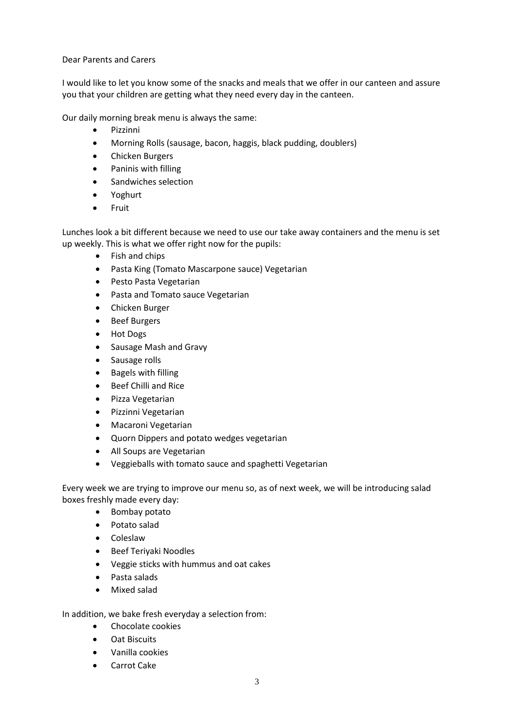Dear Parents and Carers

I would like to let you know some of the snacks and meals that we offer in our canteen and assure you that your children are getting what they need every day in the canteen.

Our daily morning break menu is always the same:

- Pizzinni
- Morning Rolls (sausage, bacon, haggis, black pudding, doublers)
- Chicken Burgers
- Paninis with filling
- Sandwiches selection
- Yoghurt
- Fruit

Lunches look a bit different because we need to use our take away containers and the menu is set up weekly. This is what we offer right now for the pupils:

- Fish and chips
- Pasta King (Tomato Mascarpone sauce) Vegetarian
- Pesto Pasta Vegetarian
- Pasta and Tomato sauce Vegetarian
- Chicken Burger
- Beef Burgers
- Hot Dogs
- Sausage Mash and Gravy
- Sausage rolls
- Bagels with filling
- Beef Chilli and Rice
- Pizza Vegetarian
- Pizzinni Vegetarian
- Macaroni Vegetarian
- Quorn Dippers and potato wedges vegetarian
- All Soups are Vegetarian
- Veggieballs with tomato sauce and spaghetti Vegetarian

Every week we are trying to improve our menu so, as of next week, we will be introducing salad boxes freshly made every day:

- Bombay potato
- Potato salad
- Coleslaw
- Beef Teriyaki Noodles
- Veggie sticks with hummus and oat cakes
- Pasta salads
- Mixed salad

In addition, we bake fresh everyday a selection from:

- Chocolate cookies
- Oat Biscuits
- Vanilla cookies
- Carrot Cake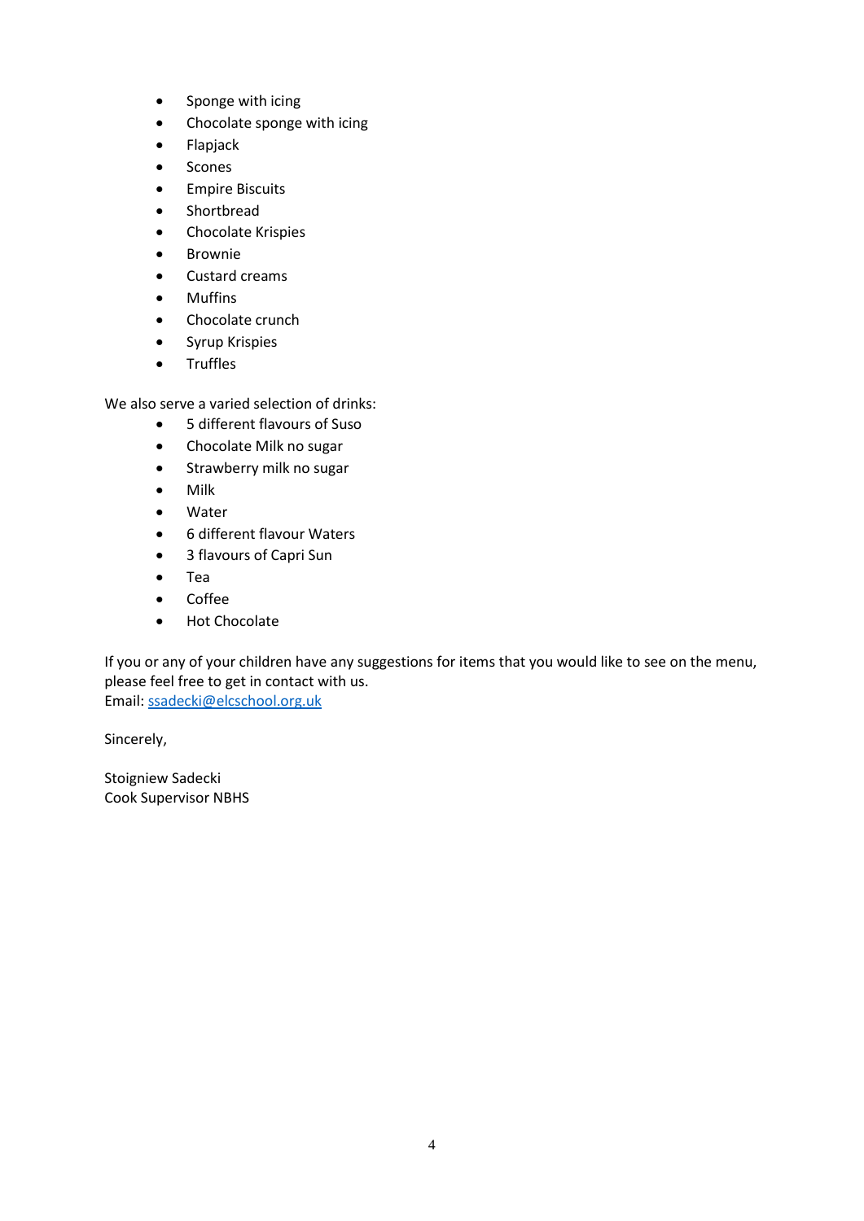- Sponge with icing
- Chocolate sponge with icing
- Flapjack
- Scones
- Empire Biscuits
- Shortbread
- Chocolate Krispies
- Brownie
- Custard creams
- Muffins
- Chocolate crunch
- Syrup Krispies
- Truffles

We also serve a varied selection of drinks:

- 5 different flavours of Suso
- Chocolate Milk no sugar
- Strawberry milk no sugar
- Milk
- Water
- 6 different flavour Waters
- 3 flavours of Capri Sun
- Tea
- Coffee
- Hot Chocolate

If you or any of your children have any suggestions for items that you would like to see on the menu, please feel free to get in contact with us.
Email: [ssadecki@elcschool.org.uk](mailto:ssadecki@elcschool.org.uk)

Sincerely,

Stoigniew Sadecki
Cook Supervisor NBHS